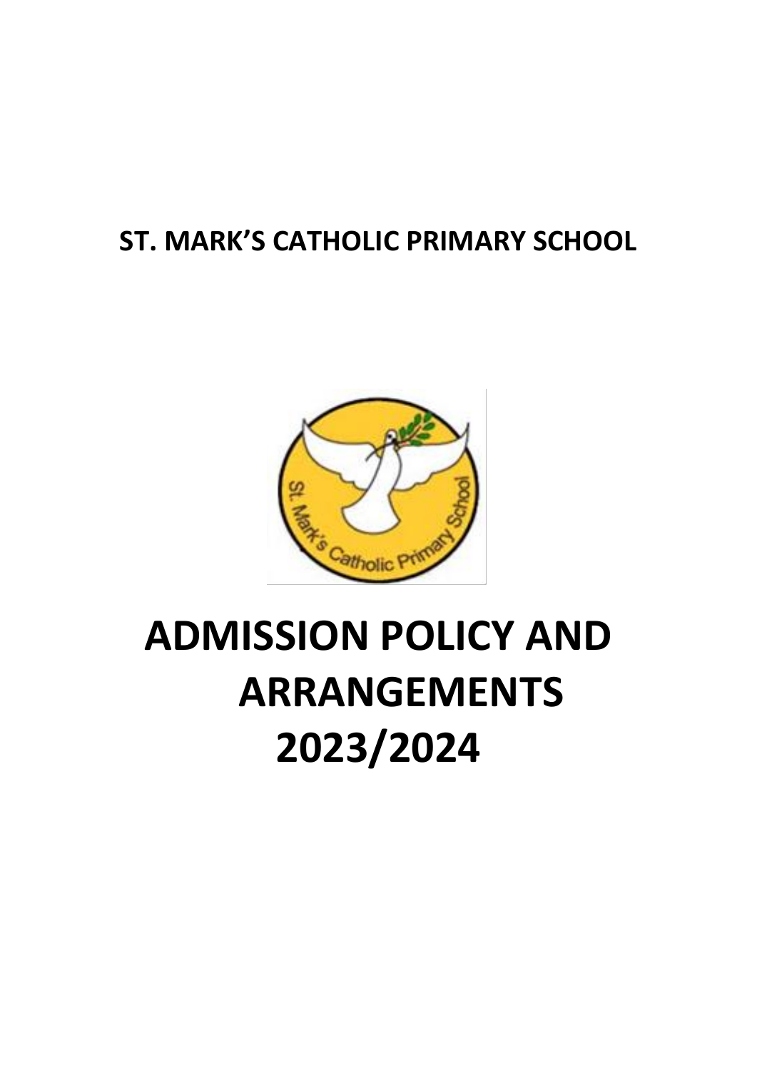**ST. MARK'S CATHOLIC PRIMARY SCHOOL**

# ADMISSION POLICY AND ARRANGEMENTS 2023/2024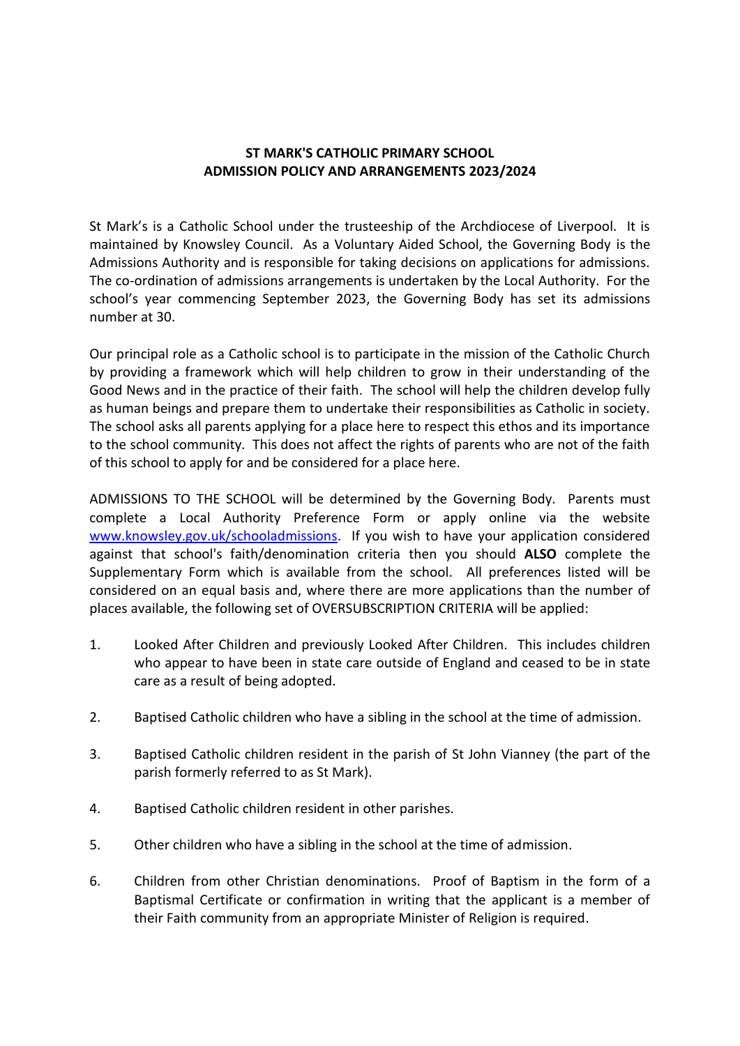## ST MARK'S CATHOLIC PRIMARY SCHOOL
## ADMISSION POLICY AND ARRANGEMENTS 2023/2024

St Mark's is a Catholic School under the trusteeship of the Archdiocese of Liverpool. It is maintained by Knowsley Council. As a Voluntary Aided School, the Governing Body is the Admissions Authority and is responsible for taking decisions on applications for admissions. The co-ordination of admissions arrangements is undertaken by the Local Authority. For the school's year commencing September 2023, the Governing Body has set its admissions number at 30.

Our principal role as a Catholic school is to participate in the mission of the Catholic Church by providing a framework which will help children to grow in their understanding of the Good News and in the practice of their faith. The school will help the children develop fully as human beings and prepare them to undertake their responsibilities as Catholic in society. The school asks all parents applying for a place here to respect this ethos and its importance to the school community. This does not affect the rights of parents who are not of the faith of this school to apply for and be considered for a place here.

ADMISSIONS TO THE SCHOOL will be determined by the Governing Body. Parents must complete a Local Authority Preference Form or apply online via the website [www.knowsley.gov.uk/schooladmissions](www.knowsley.gov.uk/schooladmissions). If you wish to have your application considered against that school's faith/denomination criteria then you should **ALSO** complete the Supplementary Form which is available from the school. All preferences listed will be considered on an equal basis and, where there are more applications than the number of places available, the following set of OVERSUBSCRIPTION CRITERIA will be applied:

1. Looked After Children and previously Looked After Children. This includes children who appear to have been in state care outside of England and ceased to be in state care as a result of being adopted.

2. Baptised Catholic children who have a sibling in the school at the time of admission.

3. Baptised Catholic children resident in the parish of St John Vianney (the part of the parish formerly referred to as St Mark).

4. Baptised Catholic children resident in other parishes.

5. Other children who have a sibling in the school at the time of admission.

6. Children from other Christian denominations. Proof of Baptism in the form of a Baptismal Certificate or confirmation in writing that the applicant is a member of their Faith community from an appropriate Minister of Religion is required.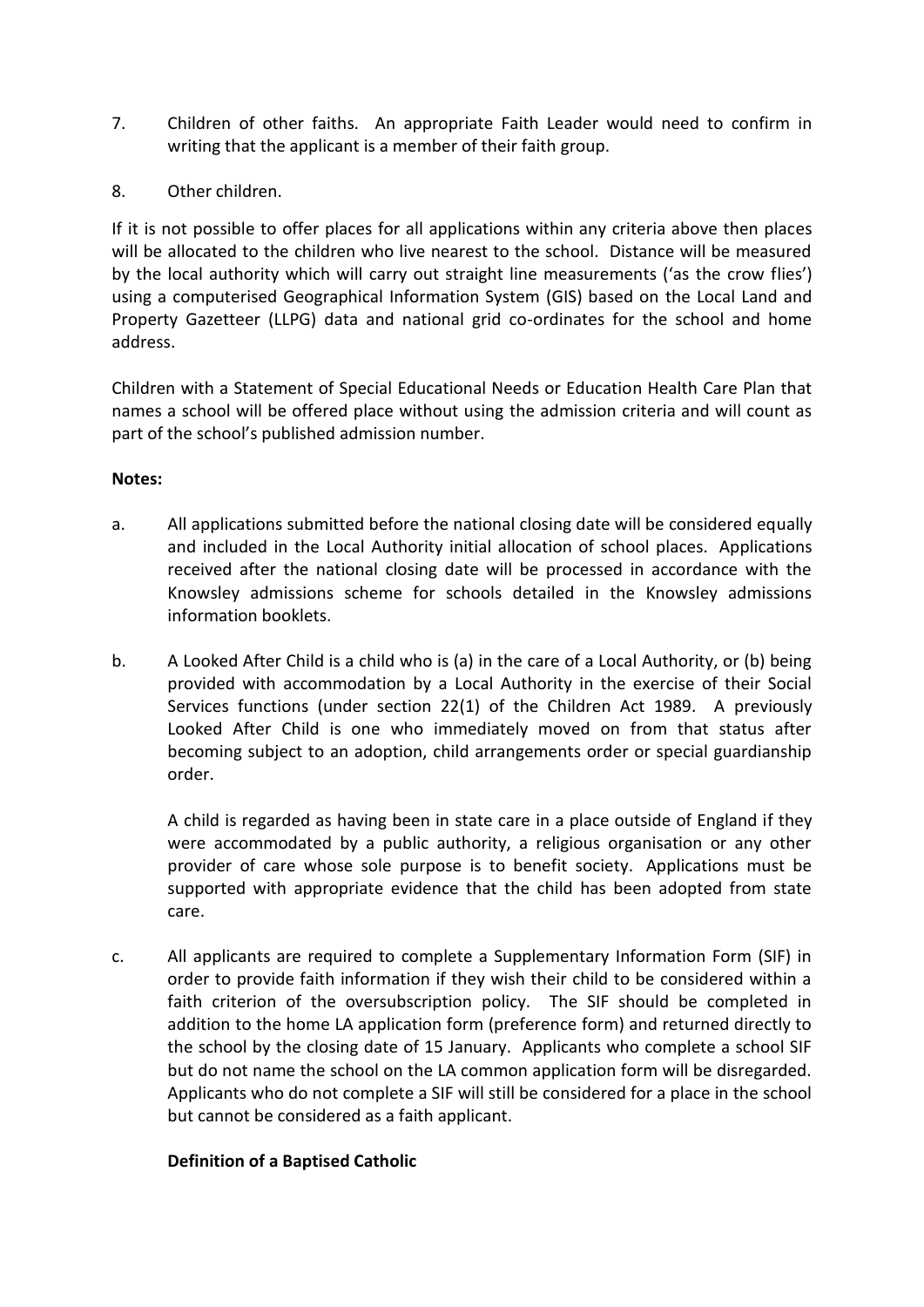7. Children of other faiths. An appropriate Faith Leader would need to confirm in writing that the applicant is a member of their faith group.

8. Other children.

If it is not possible to offer places for all applications within any criteria above then places will be allocated to the children who live nearest to the school. Distance will be measured by the local authority which will carry out straight line measurements ('as the crow flies') using a computerised Geographical Information System (GIS) based on the Local Land and Property Gazetteer (LLPG) data and national grid co-ordinates for the school and home address.

Children with a Statement of Special Educational Needs or Education Health Care Plan that names a school will be offered place without using the admission criteria and will count as part of the school's published admission number.

**Notes:**

a. All applications submitted before the national closing date will be considered equally and included in the Local Authority initial allocation of school places. Applications received after the national closing date will be processed in accordance with the Knowsley admissions scheme for schools detailed in the Knowsley admissions information booklets.

b. A Looked After Child is a child who is (a) in the care of a Local Authority, or (b) being provided with accommodation by a Local Authority in the exercise of their Social Services functions (under section 22(1) of the Children Act 1989. A previously Looked After Child is one who immediately moved on from that status after becoming subject to an adoption, child arrangements order or special guardianship order.

   A child is regarded as having been in state care in a place outside of England if they were accommodated by a public authority, a religious organisation or any other provider of care whose sole purpose is to benefit society. Applications must be supported with appropriate evidence that the child has been adopted from state care.

c. All applicants are required to complete a Supplementary Information Form (SIF) in order to provide faith information if they wish their child to be considered within a faith criterion of the oversubscription policy. The SIF should be completed in addition to the home LA application form (preference form) and returned directly to the school by the closing date of 15 January. Applicants who complete a school SIF but do not name the school on the LA common application form will be disregarded. Applicants who do not complete a SIF will still be considered for a place in the school but cannot be considered as a faith applicant.

   **Definition of a Baptised Catholic**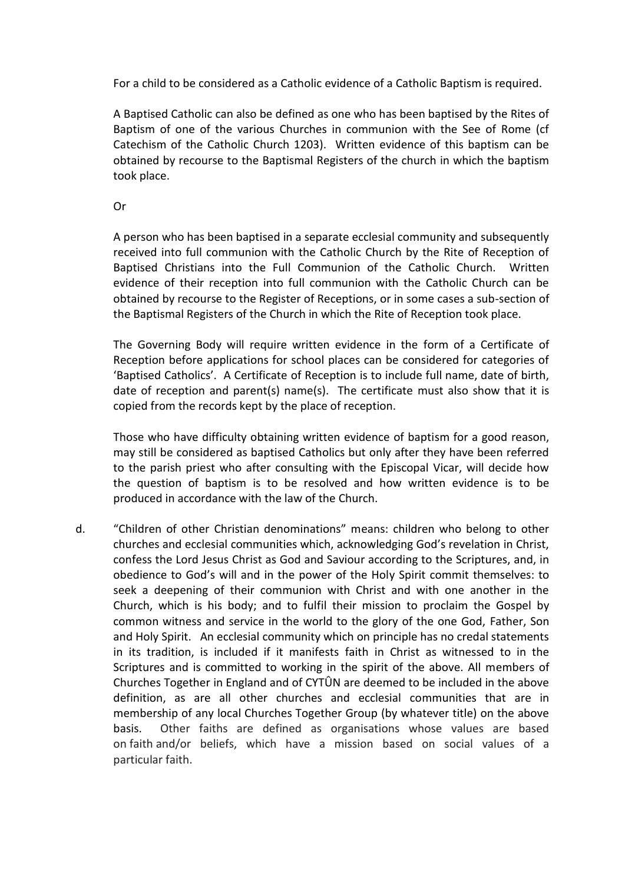For a child to be considered as a Catholic evidence of a Catholic Baptism is required.

A Baptised Catholic can also be defined as one who has been baptised by the Rites of Baptism of one of the various Churches in communion with the See of Rome (cf Catechism of the Catholic Church 1203). Written evidence of this baptism can be obtained by recourse to the Baptismal Registers of the church in which the baptism took place.

Or

A person who has been baptised in a separate ecclesial community and subsequently received into full communion with the Catholic Church by the Rite of Reception of Baptised Christians into the Full Communion of the Catholic Church. Written evidence of their reception into full communion with the Catholic Church can be obtained by recourse to the Register of Receptions, or in some cases a sub-section of the Baptismal Registers of the Church in which the Rite of Reception took place.

The Governing Body will require written evidence in the form of a Certificate of Reception before applications for school places can be considered for categories of 'Baptised Catholics'. A Certificate of Reception is to include full name, date of birth, date of reception and parent(s) name(s). The certificate must also show that it is copied from the records kept by the place of reception.

Those who have difficulty obtaining written evidence of baptism for a good reason, may still be considered as baptised Catholics but only after they have been referred to the parish priest who after consulting with the Episcopal Vicar, will decide how the question of baptism is to be resolved and how written evidence is to be produced in accordance with the law of the Church.

d. "Children of other Christian denominations" means: children who belong to other churches and ecclesial communities which, acknowledging God's revelation in Christ, confess the Lord Jesus Christ as God and Saviour according to the Scriptures, and, in obedience to God's will and in the power of the Holy Spirit commit themselves: to seek a deepening of their communion with Christ and with one another in the Church, which is his body; and to fulfil their mission to proclaim the Gospel by common witness and service in the world to the glory of the one God, Father, Son and Holy Spirit. An ecclesial community which on principle has no credal statements in its tradition, is included if it manifests faith in Christ as witnessed to in the Scriptures and is committed to working in the spirit of the above. All members of Churches Together in England and of CYTÛN are deemed to be included in the above definition, as are all other churches and ecclesial communities that are in membership of any local Churches Together Group (by whatever title) on the above basis. Other faiths are defined as organisations whose values are based on faith and/or beliefs, which have a mission based on social values of a particular faith.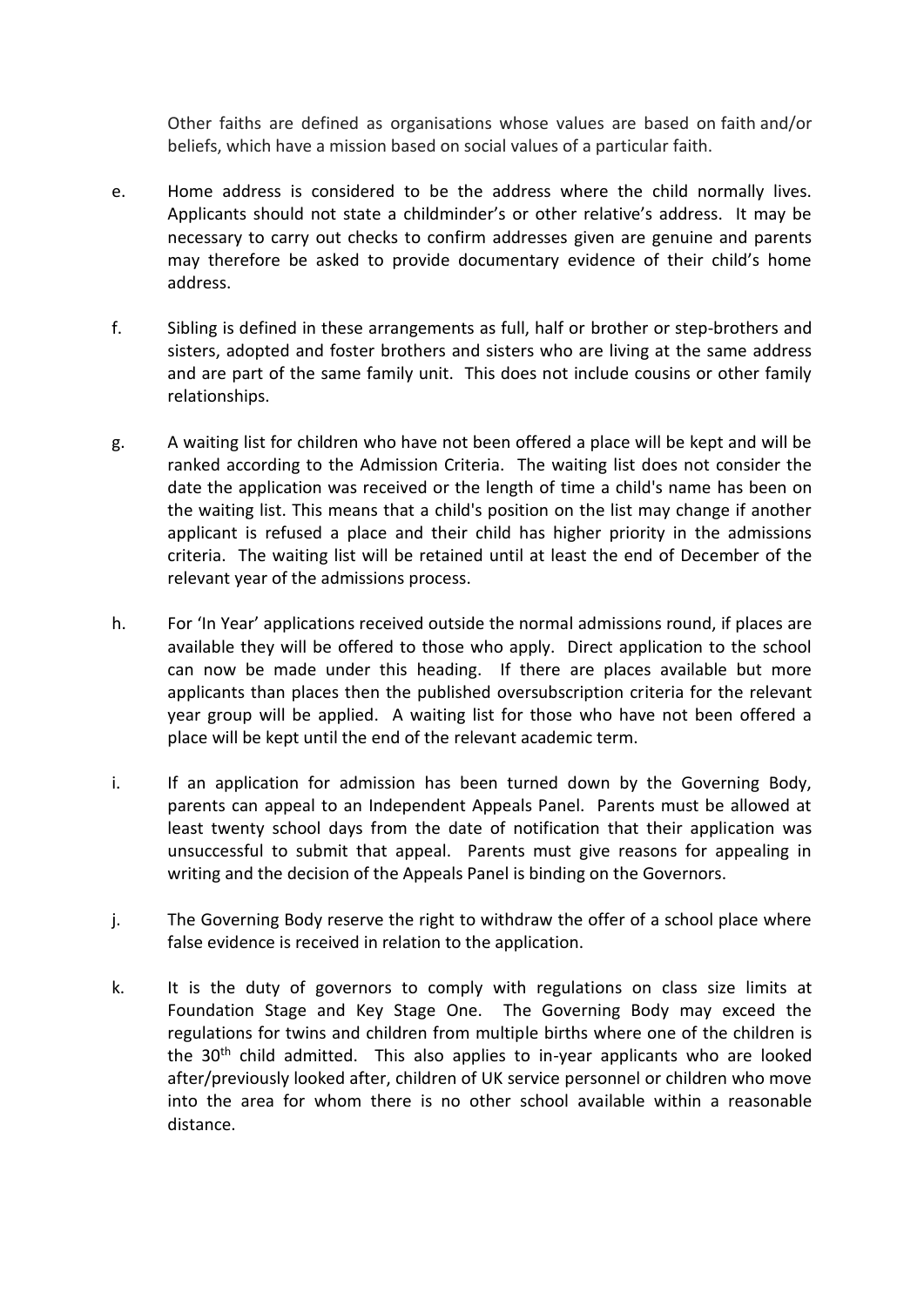Other faiths are defined as organisations whose values are based on faith and/or beliefs, which have a mission based on social values of a particular faith.

e. Home address is considered to be the address where the child normally lives. Applicants should not state a childminder's or other relative's address. It may be necessary to carry out checks to confirm addresses given are genuine and parents may therefore be asked to provide documentary evidence of their child's home address.

f. Sibling is defined in these arrangements as full, half or brother or step-brothers and sisters, adopted and foster brothers and sisters who are living at the same address and are part of the same family unit. This does not include cousins or other family relationships.

g. A waiting list for children who have not been offered a place will be kept and will be ranked according to the Admission Criteria. The waiting list does not consider the date the application was received or the length of time a child's name has been on the waiting list. This means that a child's position on the list may change if another applicant is refused a place and their child has higher priority in the admissions criteria. The waiting list will be retained until at least the end of December of the relevant year of the admissions process.

h. For 'In Year' applications received outside the normal admissions round, if places are available they will be offered to those who apply. Direct application to the school can now be made under this heading. If there are places available but more applicants than places then the published oversubscription criteria for the relevant year group will be applied. A waiting list for those who have not been offered a place will be kept until the end of the relevant academic term.

i. If an application for admission has been turned down by the Governing Body, parents can appeal to an Independent Appeals Panel. Parents must be allowed at least twenty school days from the date of notification that their application was unsuccessful to submit that appeal. Parents must give reasons for appealing in writing and the decision of the Appeals Panel is binding on the Governors.

j. The Governing Body reserve the right to withdraw the offer of a school place where false evidence is received in relation to the application.

k. It is the duty of governors to comply with regulations on class size limits at Foundation Stage and Key Stage One. The Governing Body may exceed the regulations for twins and children from multiple births where one of the children is the 30th child admitted. This also applies to in-year applicants who are looked after/previously looked after, children of UK service personnel or children who move into the area for whom there is no other school available within a reasonable distance.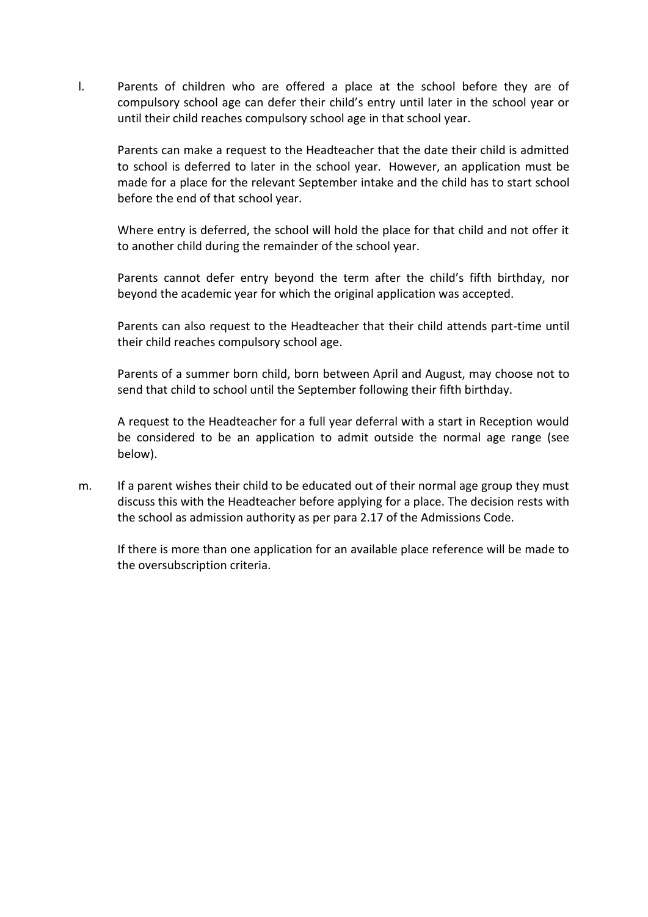l. Parents of children who are offered a place at the school before they are of compulsory school age can defer their child's entry until later in the school year or until their child reaches compulsory school age in that school year.

   Parents can make a request to the Headteacher that the date their child is admitted to school is deferred to later in the school year. However, an application must be made for a place for the relevant September intake and the child has to start school before the end of that school year.

   Where entry is deferred, the school will hold the place for that child and not offer it to another child during the remainder of the school year.

   Parents cannot defer entry beyond the term after the child's fifth birthday, nor beyond the academic year for which the original application was accepted.

   Parents can also request to the Headteacher that their child attends part-time until their child reaches compulsory school age.

   Parents of a summer born child, born between April and August, may choose not to send that child to school until the September following their fifth birthday.

   A request to the Headteacher for a full year deferral with a start in Reception would be considered to be an application to admit outside the normal age range (see below).

m. If a parent wishes their child to be educated out of their normal age group they must discuss this with the Headteacher before applying for a place. The decision rests with the school as admission authority as per para 2.17 of the Admissions Code.

   If there is more than one application for an available place reference will be made to the oversubscription criteria.